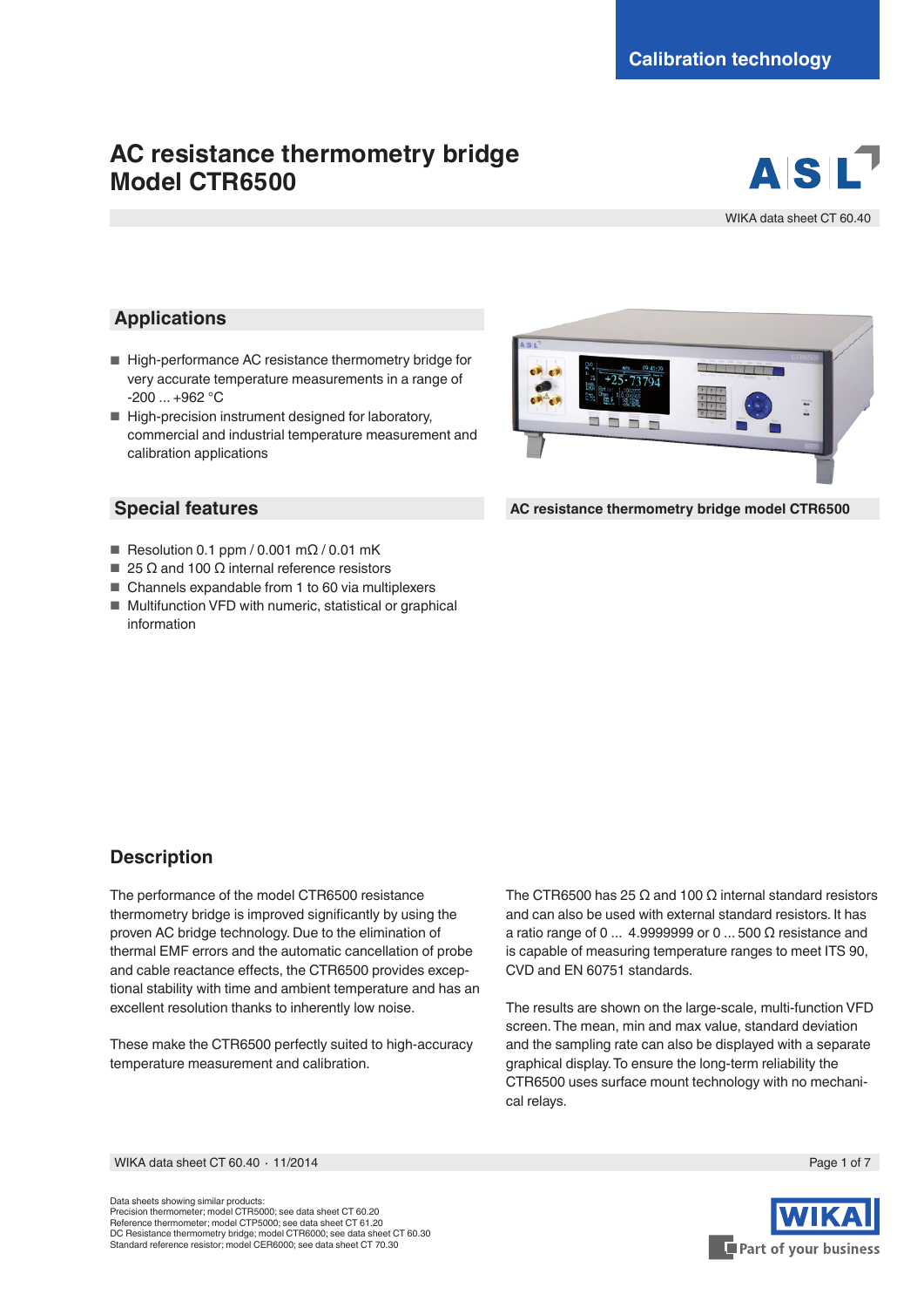Calibration technology

# AC resistance thermometry bridge
# Model CTR6500

WIKA data sheet CT 60.40

## Applications

- High-performance AC resistance thermometry bridge for very accurate temperature measurements in a range of -200 ... +962 °C
- High-precision instrument designed for laboratory, commercial and industrial temperature measurement and calibration applications

## Special features

- Resolution 0.1 ppm / 0.001 mΩ / 0.01 mK
- 25 Ω and 100 Ω internal reference resistors
- Channels expandable from 1 to 60 via multiplexers
- Multifunction VFD with numeric, statistical or graphical information

**AC resistance thermometry bridge model CTR6500**

## Description

The performance of the model CTR6500 resistance thermometry bridge is improved significantly by using the proven AC bridge technology. Due to the elimination of thermal EMF errors and the automatic cancellation of probe and cable reactance effects, the CTR6500 provides exceptional stability with time and ambient temperature and has an excellent resolution thanks to inherently low noise.

These make the CTR6500 perfectly suited to high-accuracy temperature measurement and calibration.

The CTR6500 has 25 Ω and 100 Ω internal standard resistors and can also be used with external standard resistors. It has a ratio range of 0 ... 4.9999999 or 0 ... 500 Ω resistance and is capable of measuring temperature ranges to meet ITS 90, CVD and EN 60751 standards.

The results are shown on the large-scale, multi-function VFD screen. The mean, min and max value, standard deviation and the sampling rate can also be displayed with a separate graphical display. To ensure the long-term reliability the CTR6500 uses surface mount technology with no mechanical relays.

Data sheets showing similar products:
Precision thermometer; model CTR5000; see data sheet CT 60.20
Reference thermometer; model CTP5000; see data sheet CT 61.20
DC Resistance thermometry bridge; model CTR6000; see data sheet CT 60.30
Standard reference resistor; model CER6000; see data sheet CT 70.30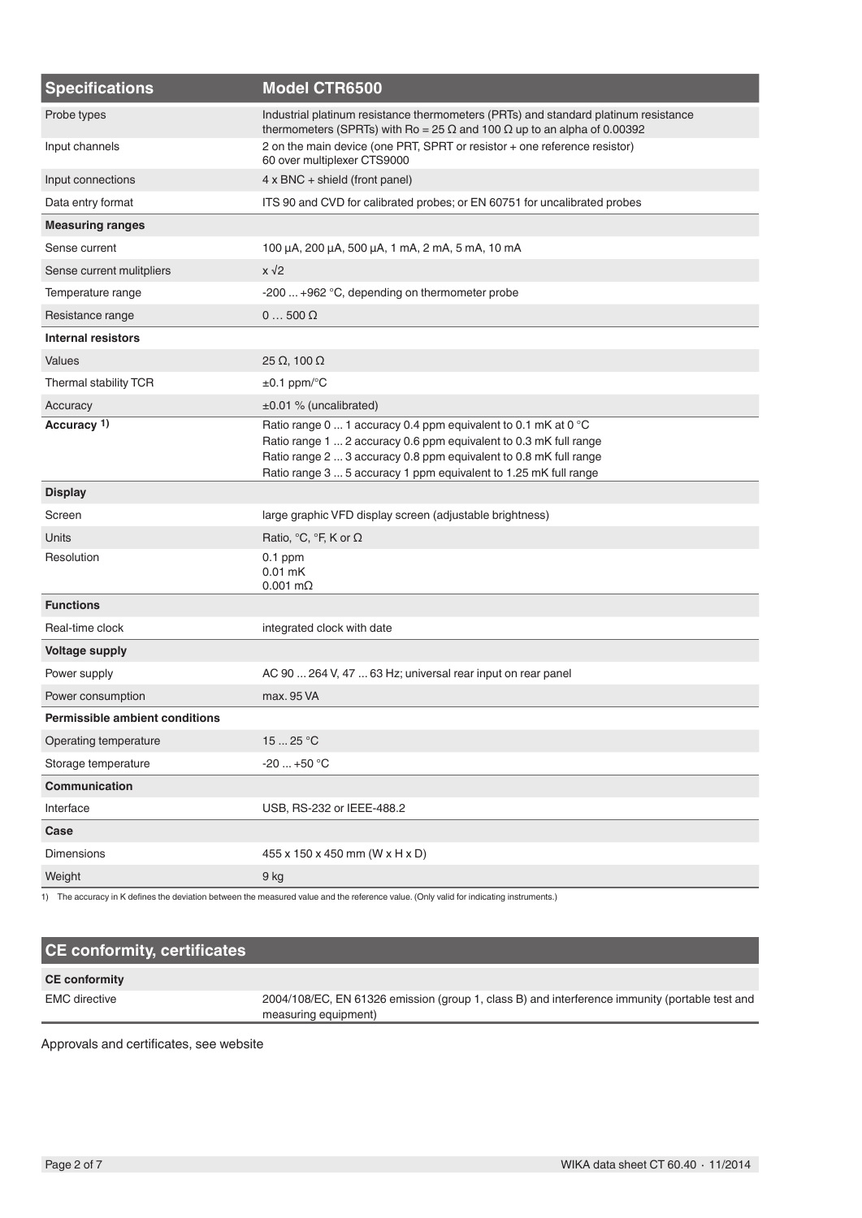| Specifications | Model CTR6500 |
|---|---|
| Probe types | Industrial platinum resistance thermometers (PRTs) and standard platinum resistance thermometers (SPRTs) with Ro = 25 Ω and 100 Ω up to an alpha of 0.00392 |
| Input channels | 2 on the main device (one PRT, SPRT or resistor + one reference resistor)<br>60 over multiplexer CTS9000 |
| Input connections | 4 x BNC + shield (front panel) |
| Data entry format | ITS 90 and CVD for calibrated probes; or EN 60751 for uncalibrated probes |
| **Measuring ranges** | |
| Sense current | 100 µA, 200 µA, 500 µA, 1 mA, 2 mA, 5 mA, 10 mA |
| Sense current mulitpliers | x √2 |
| Temperature range | -200 ... +962 °C, depending on thermometer probe |
| Resistance range | 0 … 500 Ω |
| **Internal resistors** | |
| Values | 25 Ω, 100 Ω |
| Thermal stability TCR | ±0.1 ppm/°C |
| Accuracy | ±0.01 % (uncalibrated) |
| **Accuracy** 1) | Ratio range 0 ... 1 accuracy 0.4 ppm equivalent to 0.1 mK at 0 °C<br>Ratio range 1 ... 2 accuracy 0.6 ppm equivalent to 0.3 mK full range<br>Ratio range 2 ... 3 accuracy 0.8 ppm equivalent to 0.8 mK full range<br>Ratio range 3 ... 5 accuracy 1 ppm equivalent to 1.25 mK full range |
| **Display** | |
| Screen | large graphic VFD display screen (adjustable brightness) |
| Units | Ratio, °C, °F, K or Ω |
| Resolution | 0.1 ppm<br>0.01 mK<br>0.001 mΩ |
| **Functions** | |
| Real-time clock | integrated clock with date |
| **Voltage supply** | |
| Power supply | AC 90 ... 264 V, 47 ... 63 Hz; universal rear input on rear panel |
| Power consumption | max. 95 VA |
| **Permissible ambient conditions** | |
| Operating temperature | 15 ... 25 °C |
| Storage temperature | -20 ... +50 °C |
| **Communication** | |
| Interface | USB, RS-232 or IEEE-488.2 |
| **Case** | |
| Dimensions | 455 x 150 x 450 mm (W x H x D) |
| Weight | 9 kg |

1) The accuracy in K defines the deviation between the measured value and the reference value. (Only valid for indicating instruments.)

## CE conformity, certificates

| **CE conformity** | |
|---|---|
| EMC directive | 2004/108/EC, EN 61326 emission (group 1, class B) and interference immunity (portable test and measuring equipment) |

Approvals and certificates, see website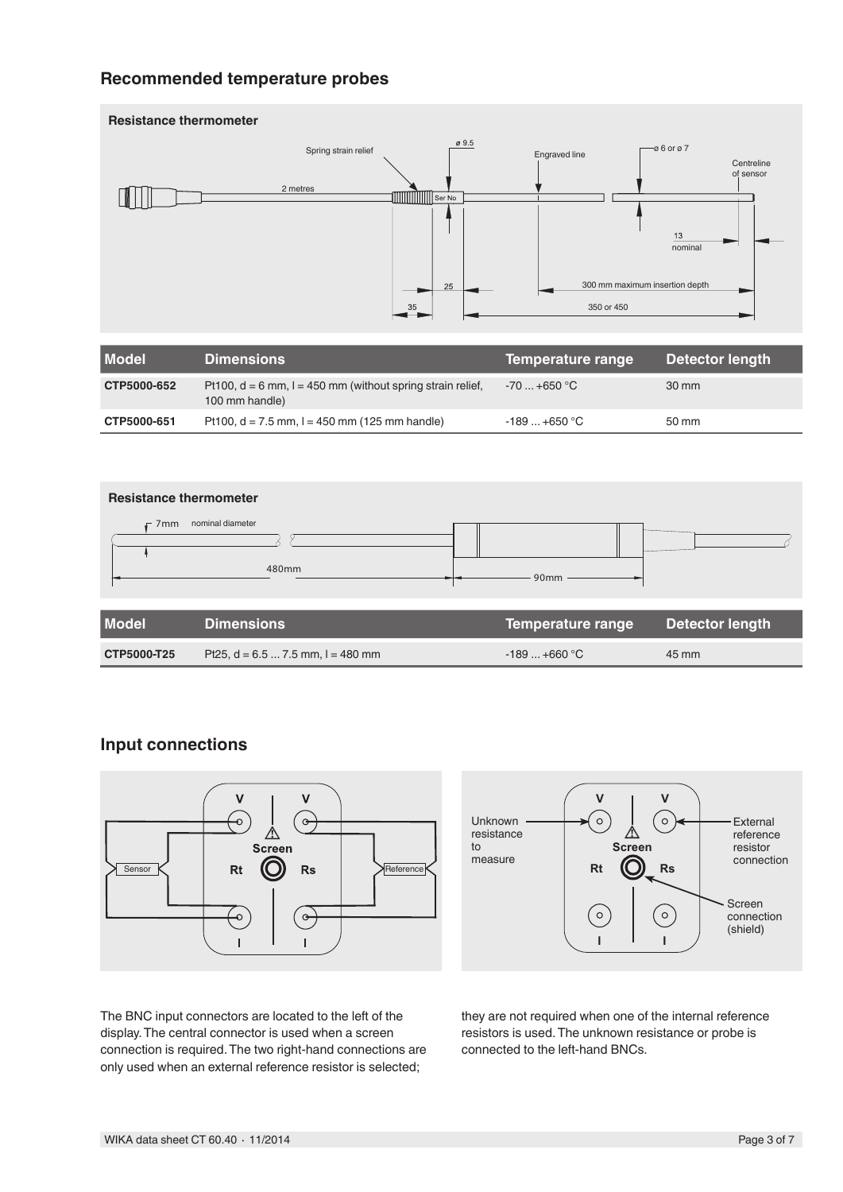## Recommended temperature probes

**Resistance thermometer**

| Model | Dimensions | Temperature range | Detector length |
|---|---|---|---|
| **CTP5000-652** | Pt100, d = 6 mm, l = 450 mm (without spring strain relief, 100 mm handle) | -70 ... +650 °C | 30 mm |
| **CTP5000-651** | Pt100, d = 7.5 mm, l = 450 mm (125 mm handle) | -189 ... +650 °C | 50 mm |

**Resistance thermometer**

| Model | Dimensions | Temperature range | Detector length |
|---|---|---|---|
| **CTP5000-T25** | Pt25, d = 6.5 ... 7.5 mm, l = 480 mm | -189 ... +660 °C | 45 mm |

## Input connections

The BNC input connectors are located to the left of the display. The central connector is used when a screen connection is required. The two right-hand connections are only used when an external reference resistor is selected; they are not required when one of the internal reference resistors is used. The unknown resistance or probe is connected to the left-hand BNCs.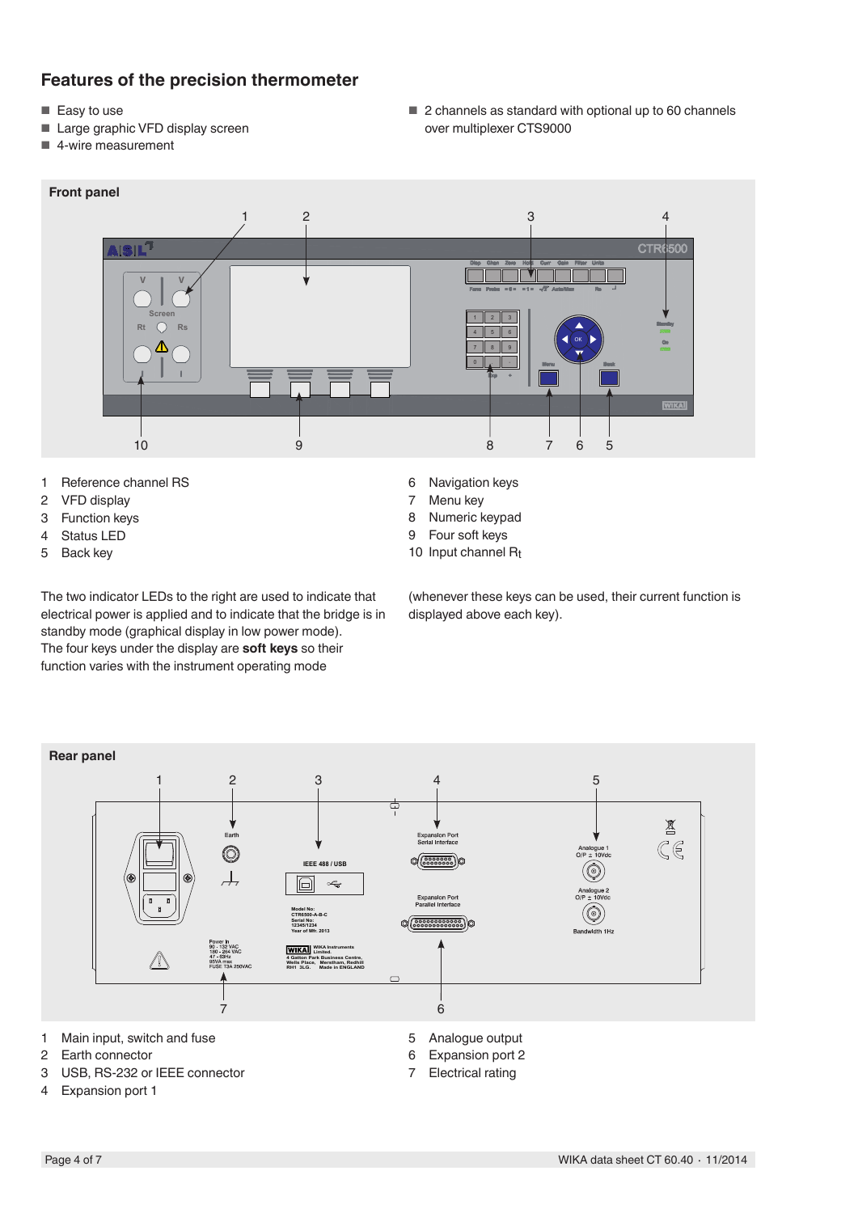## Features of the precision thermometer

- Easy to use
- Large graphic VFD display screen
- 4-wire measurement
- 2 channels as standard with optional up to 60 channels over multiplexer CTS9000

**Front panel**

1. Reference channel RS
2. VFD display
3. Function keys
4. Status LED
5. Back key
6. Navigation keys
7. Menu key
8. Numeric keypad
9. Four soft keys
10. Input channel $R_t$

The two indicator LEDs to the right are used to indicate that electrical power is applied and to indicate that the bridge is in standby mode (graphical display in low power mode).
The four keys under the display are **soft keys** so their function varies with the instrument operating mode (whenever these keys can be used, their current function is displayed above each key).

**Rear panel**

1. Main input, switch and fuse
2. Earth connector
3. USB, RS-232 or IEEE connector
4. Expansion port 1
5. Analogue output
6. Expansion port 2
7. Electrical rating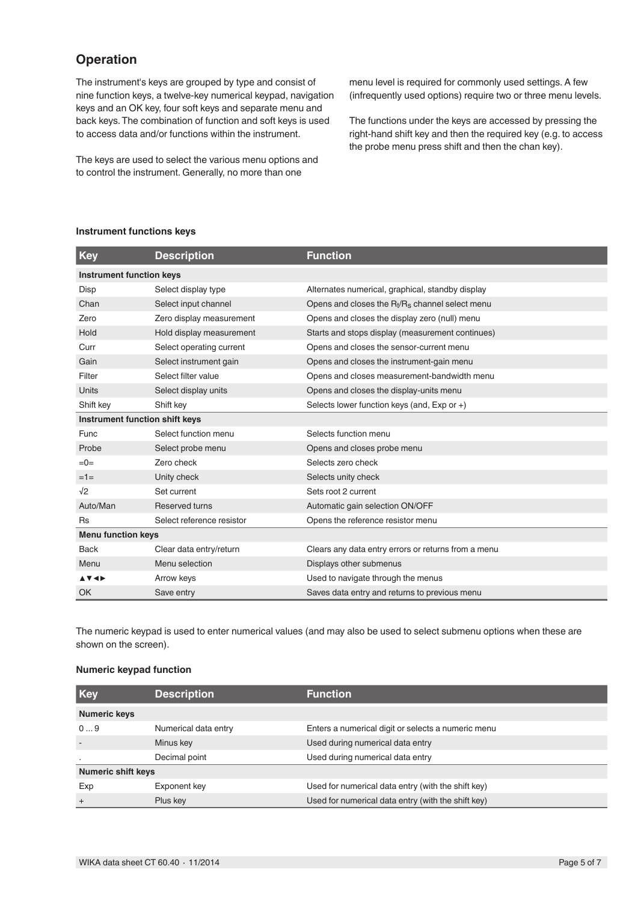## Operation

The instrument's keys are grouped by type and consist of nine function keys, a twelve-key numerical keypad, navigation keys and an OK key, four soft keys and separate menu and back keys. The combination of function and soft keys is used to access data and/or functions within the instrument.

The keys are used to select the various menu options and to control the instrument. Generally, no more than one menu level is required for commonly used settings. A few (infrequently used options) require two or three menu levels.

The functions under the keys are accessed by pressing the right-hand shift key and then the required key (e.g. to access the probe menu press shift and then the chan key).

### Instrument functions keys

| Key | Description | Function |
|---|---|---|
| **Instrument function keys** | | |
| Disp | Select display type | Alternates numerical, graphical, standby display |
| Chan | Select input channel | Opens and closes the $R_t/R_S$ channel select menu |
| Zero | Zero display measurement | Opens and closes the display zero (null) menu |
| Hold | Hold display measurement | Starts and stops display (measurement continues) |
| Curr | Select operating current | Opens and closes the sensor-current menu |
| Gain | Select instrument gain | Opens and closes the instrument-gain menu |
| Filter | Select filter value | Opens and closes measurement-bandwidth menu |
| Units | Select display units | Opens and closes the display-units menu |
| Shift key | Shift key | Selects lower function keys (and, Exp or +) |
| **Instrument function shift keys** | | |
| Func | Select function menu | Selects function menu |
| Probe | Select probe menu | Opens and closes probe menu |
| =0= | Zero check | Selects zero check |
| =1= | Unity check | Selects unity check |
| √2 | Set current | Sets root 2 current |
| Auto/Man | Reserved turns | Automatic gain selection ON/OFF |
| Rs | Select reference resistor | Opens the reference resistor menu |
| **Menu function keys** | | |
| Back | Clear data entry/return | Clears any data entry errors or returns from a menu |
| Menu | Menu selection | Displays other submenus |
| ▲▼◄► | Arrow keys | Used to navigate through the menus |
| OK | Save entry | Saves data entry and returns to previous menu |

The numeric keypad is used to enter numerical values (and may also be used to select submenu options when these are shown on the screen).

### Numeric keypad function

| Key | Description | Function |
|---|---|---|
| **Numeric keys** | | |
| 0 ... 9 | Numerical data entry | Enters a numerical digit or selects a numeric menu |
| - | Minus key | Used during numerical data entry |
| . | Decimal point | Used during numerical data entry |
| **Numeric shift keys** | | |
| Exp | Exponent key | Used for numerical data entry (with the shift key) |
| + | Plus key | Used for numerical data entry (with the shift key) |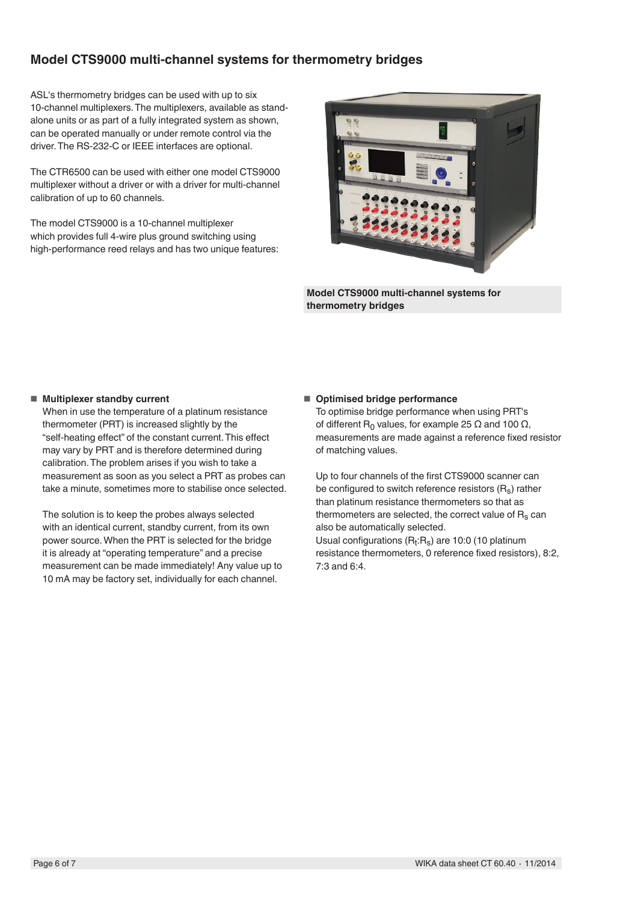## Model CTS9000 multi-channel systems for thermometry bridges

ASL's thermometry bridges can be used with up to six 10-channel multiplexers. The multiplexers, available as stand-alone units or as part of a fully integrated system as shown, can be operated manually or under remote control via the driver. The RS-232-C or IEEE interfaces are optional.

The CTR6500 can be used with either one model CTS9000 multiplexer without a driver or with a driver for multi-channel calibration of up to 60 channels.

The model CTS9000 is a 10-channel multiplexer which provides full 4-wire plus ground switching using high-performance reed relays and has two unique features:

**Model CTS9000 multi-channel systems for thermometry bridges**

- **Multiplexer standby current**
  When in use the temperature of a platinum resistance thermometer (PRT) is increased slightly by the "self-heating effect" of the constant current. This effect may vary by PRT and is therefore determined during calibration. The problem arises if you wish to take a measurement as soon as you select a PRT as probes can take a minute, sometimes more to stabilise once selected.

  The solution is to keep the probes always selected with an identical current, standby current, from its own power source. When the PRT is selected for the bridge it is already at "operating temperature" and a precise measurement can be made immediately! Any value up to 10 mA may be factory set, individually for each channel.

- **Optimised bridge performance**
  To optimise bridge performance when using PRT's of different $R_0$ values, for example 25 Ω and 100 Ω, measurements are made against a reference fixed resistor of matching values.

  Up to four channels of the first CTS9000 scanner can be configured to switch reference resistors ($R_S$) rather than platinum resistance thermometers so that as thermometers are selected, the correct value of $R_S$ can also be automatically selected.
  Usual configurations ($R_t$:$R_S$) are 10:0 (10 platinum resistance thermometers, 0 reference fixed resistors), 8:2, 7:3 and 6:4.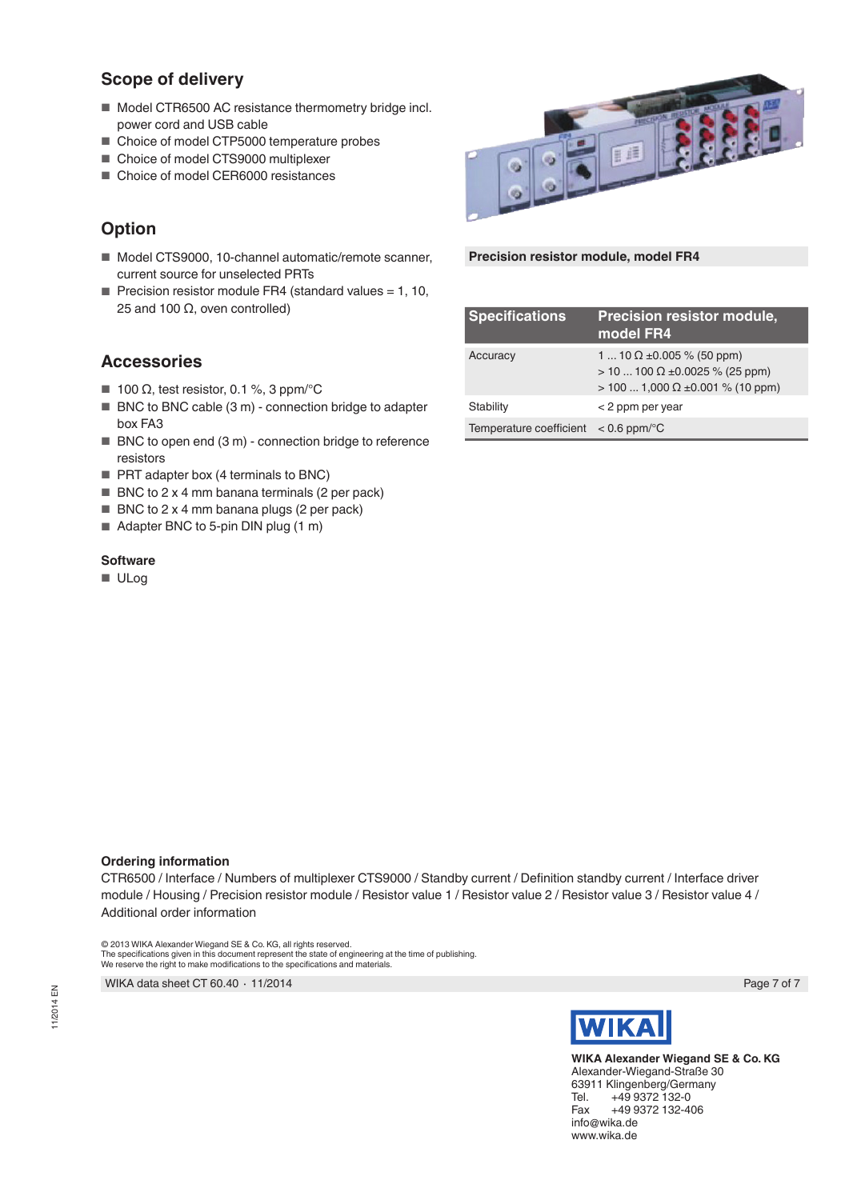## Scope of delivery

- Model CTR6500 AC resistance thermometry bridge incl. power cord and USB cable
- Choice of model CTP5000 temperature probes
- Choice of model CTS9000 multiplexer
- Choice of model CER6000 resistances

## Option

- Model CTS9000, 10-channel automatic/remote scanner, current source for unselected PRTs
- Precision resistor module FR4 (standard values = 1, 10, 25 and 100 Ω, oven controlled)

## Accessories

- 100 Ω, test resistor, 0.1 %, 3 ppm/°C
- BNC to BNC cable (3 m) - connection bridge to adapter box FA3
- BNC to open end (3 m) - connection bridge to reference resistors
- PRT adapter box (4 terminals to BNC)
- BNC to 2 x 4 mm banana terminals (2 per pack)
- BNC to 2 x 4 mm banana plugs (2 per pack)
- Adapter BNC to 5-pin DIN plug (1 m)

### Software

- ULog

**Precision resistor module, model FR4**

| Specifications | Precision resistor module, model FR4 |
|---|---|
| Accuracy | 1 ... 10 Ω ±0.005 % (50 ppm)<br>> 10 ... 100 Ω ±0.0025 % (25 ppm)<br>> 100 ... 1,000 Ω ±0.001 % (10 ppm) |
| Stability | < 2 ppm per year |
| Temperature coefficient | < 0.6 ppm/°C |

### Ordering information

CTR6500 / Interface / Numbers of multiplexer CTS9000 / Standby current / Definition standby current / Interface driver module / Housing / Precision resistor module / Resistor value 1 / Resistor value 2 / Resistor value 3 / Resistor value 4 / Additional order information

© 2013 WIKA Alexander Wiegand SE & Co. KG, all rights reserved.
The specifications given in this document represent the state of engineering at the time of publishing.
We reserve the right to make modifications to the specifications and materials.

WIKA data sheet CT 60.40 · 11/2014

**WIKA Alexander Wiegand SE & Co. KG**
Alexander-Wiegand-Straße 30
63911 Klingenberg/Germany
Tel. +49 9372 132-0
Fax +49 9372 132-406
info@wika.de
www.wika.de